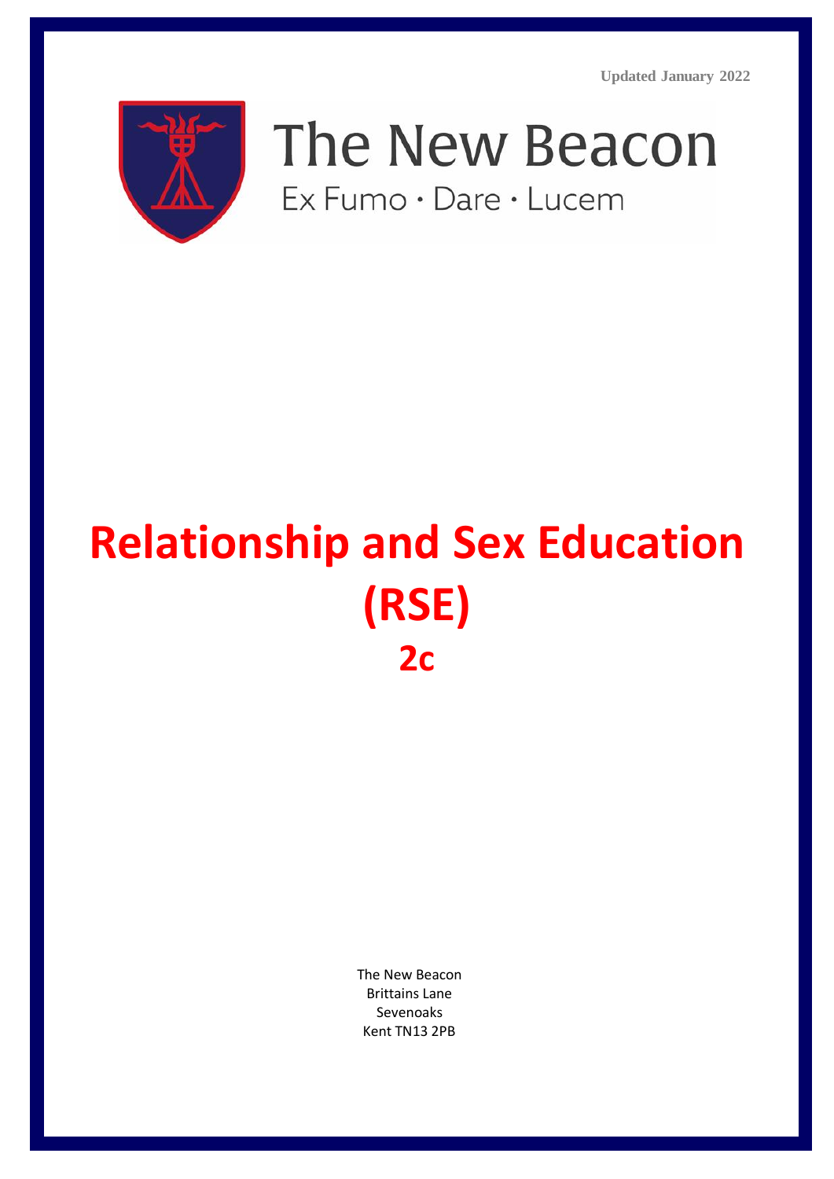Updated January 2022

The New Beacon

Ex Fumo · Dare · Lucem

# Relationship and Sex Education (RSE)

## 2c

The New Beacon
Brittains Lane
Sevenoaks
Kent TN13 2PB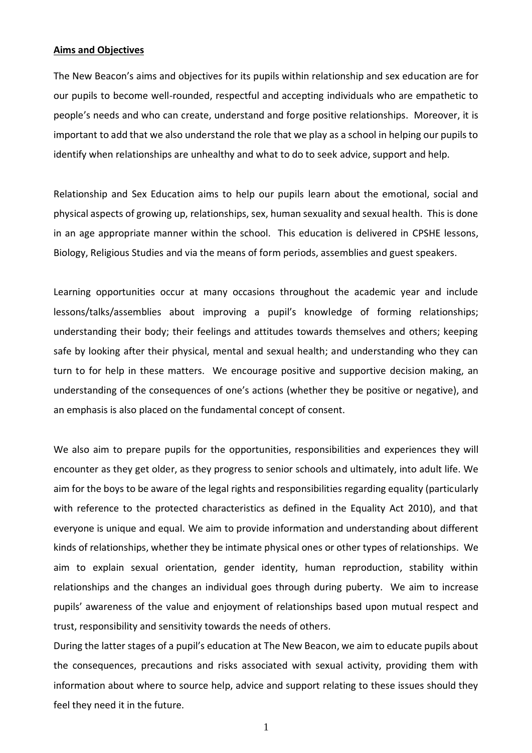**Aims and Objectives**

The New Beacon's aims and objectives for its pupils within relationship and sex education are for our pupils to become well-rounded, respectful and accepting individuals who are empathetic to people's needs and who can create, understand and forge positive relationships. Moreover, it is important to add that we also understand the role that we play as a school in helping our pupils to identify when relationships are unhealthy and what to do to seek advice, support and help.

Relationship and Sex Education aims to help our pupils learn about the emotional, social and physical aspects of growing up, relationships, sex, human sexuality and sexual health. This is done in an age appropriate manner within the school. This education is delivered in CPSHE lessons, Biology, Religious Studies and via the means of form periods, assemblies and guest speakers.

Learning opportunities occur at many occasions throughout the academic year and include lessons/talks/assemblies about improving a pupil's knowledge of forming relationships; understanding their body; their feelings and attitudes towards themselves and others; keeping safe by looking after their physical, mental and sexual health; and understanding who they can turn to for help in these matters. We encourage positive and supportive decision making, an understanding of the consequences of one's actions (whether they be positive or negative), and an emphasis is also placed on the fundamental concept of consent.

We also aim to prepare pupils for the opportunities, responsibilities and experiences they will encounter as they get older, as they progress to senior schools and ultimately, into adult life. We aim for the boys to be aware of the legal rights and responsibilities regarding equality (particularly with reference to the protected characteristics as defined in the Equality Act 2010), and that everyone is unique and equal. We aim to provide information and understanding about different kinds of relationships, whether they be intimate physical ones or other types of relationships. We aim to explain sexual orientation, gender identity, human reproduction, stability within relationships and the changes an individual goes through during puberty. We aim to increase pupils' awareness of the value and enjoyment of relationships based upon mutual respect and trust, responsibility and sensitivity towards the needs of others.

During the latter stages of a pupil's education at The New Beacon, we aim to educate pupils about the consequences, precautions and risks associated with sexual activity, providing them with information about where to source help, advice and support relating to these issues should they feel they need it in the future.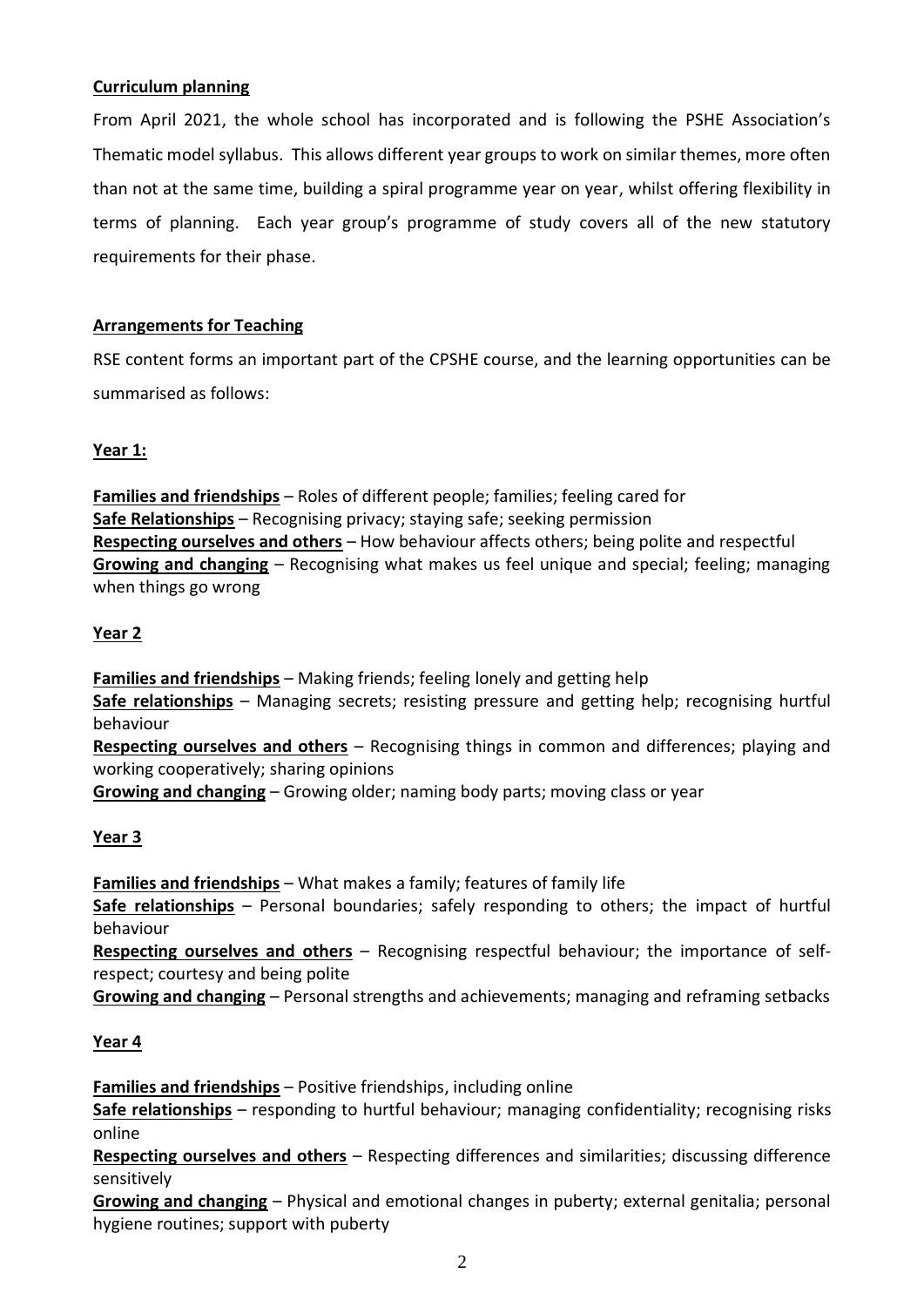**Curriculum planning**

From April 2021, the whole school has incorporated and is following the PSHE Association's Thematic model syllabus. This allows different year groups to work on similar themes, more often than not at the same time, building a spiral programme year on year, whilst offering flexibility in terms of planning. Each year group's programme of study covers all of the new statutory requirements for their phase.

**Arrangements for Teaching**

RSE content forms an important part of the CPSHE course, and the learning opportunities can be summarised as follows:

**Year 1:**

**Families and friendships** – Roles of different people; families; feeling cared for
**Safe Relationships** – Recognising privacy; staying safe; seeking permission
**Respecting ourselves and others** – How behaviour affects others; being polite and respectful
**Growing and changing** – Recognising what makes us feel unique and special; feeling; managing when things go wrong

**Year 2**

**Families and friendships** – Making friends; feeling lonely and getting help
**Safe relationships** – Managing secrets; resisting pressure and getting help; recognising hurtful behaviour
**Respecting ourselves and others** – Recognising things in common and differences; playing and working cooperatively; sharing opinions
**Growing and changing** – Growing older; naming body parts; moving class or year

**Year 3**

**Families and friendships** – What makes a family; features of family life
**Safe relationships** – Personal boundaries; safely responding to others; the impact of hurtful behaviour
**Respecting ourselves and others** – Recognising respectful behaviour; the importance of self-respect; courtesy and being polite
**Growing and changing** – Personal strengths and achievements; managing and reframing setbacks

**Year 4**

**Families and friendships** – Positive friendships, including online
**Safe relationships** – responding to hurtful behaviour; managing confidentiality; recognising risks online
**Respecting ourselves and others** – Respecting differences and similarities; discussing difference sensitively
**Growing and changing** – Physical and emotional changes in puberty; external genitalia; personal hygiene routines; support with puberty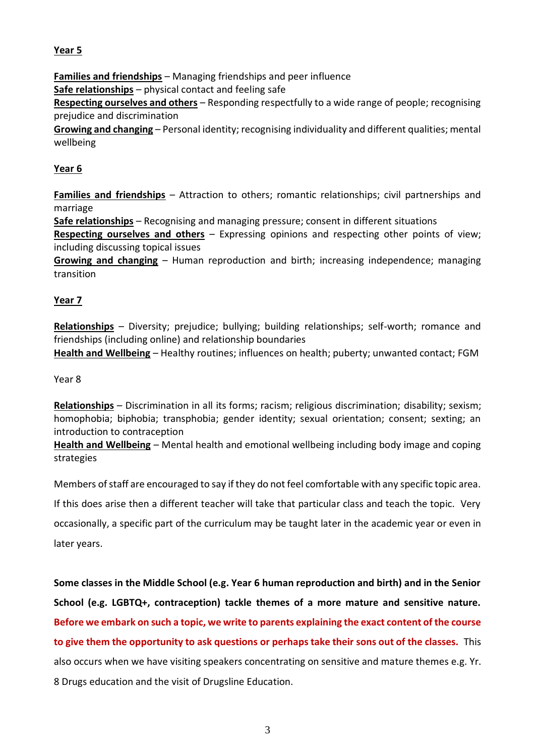**Year 5**

**Families and friendships** – Managing friendships and peer influence
**Safe relationships** – physical contact and feeling safe
**Respecting ourselves and others** – Responding respectfully to a wide range of people; recognising prejudice and discrimination
**Growing and changing** – Personal identity; recognising individuality and different qualities; mental wellbeing

**Year 6**

**Families and friendships** – Attraction to others; romantic relationships; civil partnerships and marriage
**Safe relationships** – Recognising and managing pressure; consent in different situations
**Respecting ourselves and others** – Expressing opinions and respecting other points of view; including discussing topical issues
**Growing and changing** – Human reproduction and birth; increasing independence; managing transition

**Year 7**

**Relationships** – Diversity; prejudice; bullying; building relationships; self-worth; romance and friendships (including online) and relationship boundaries
**Health and Wellbeing** – Healthy routines; influences on health; puberty; unwanted contact; FGM

Year 8

**Relationships** – Discrimination in all its forms; racism; religious discrimination; disability; sexism; homophobia; biphobia; transphobia; gender identity; sexual orientation; consent; sexting; an introduction to contraception
**Health and Wellbeing** – Mental health and emotional wellbeing including body image and coping strategies

Members of staff are encouraged to say if they do not feel comfortable with any specific topic area. If this does arise then a different teacher will take that particular class and teach the topic. Very occasionally, a specific part of the curriculum may be taught later in the academic year or even in later years.

**Some classes in the Middle School (e.g. Year 6 human reproduction and birth) and in the Senior School (e.g. LGBTQ+, contraception) tackle themes of a more mature and sensitive nature. Before we embark on such a topic, we write to parents explaining the exact content of the course to give them the opportunity to ask questions or perhaps take their sons out of the classes.** This also occurs when we have visiting speakers concentrating on sensitive and mature themes e.g. Yr. 8 Drugs education and the visit of Drugsline Education.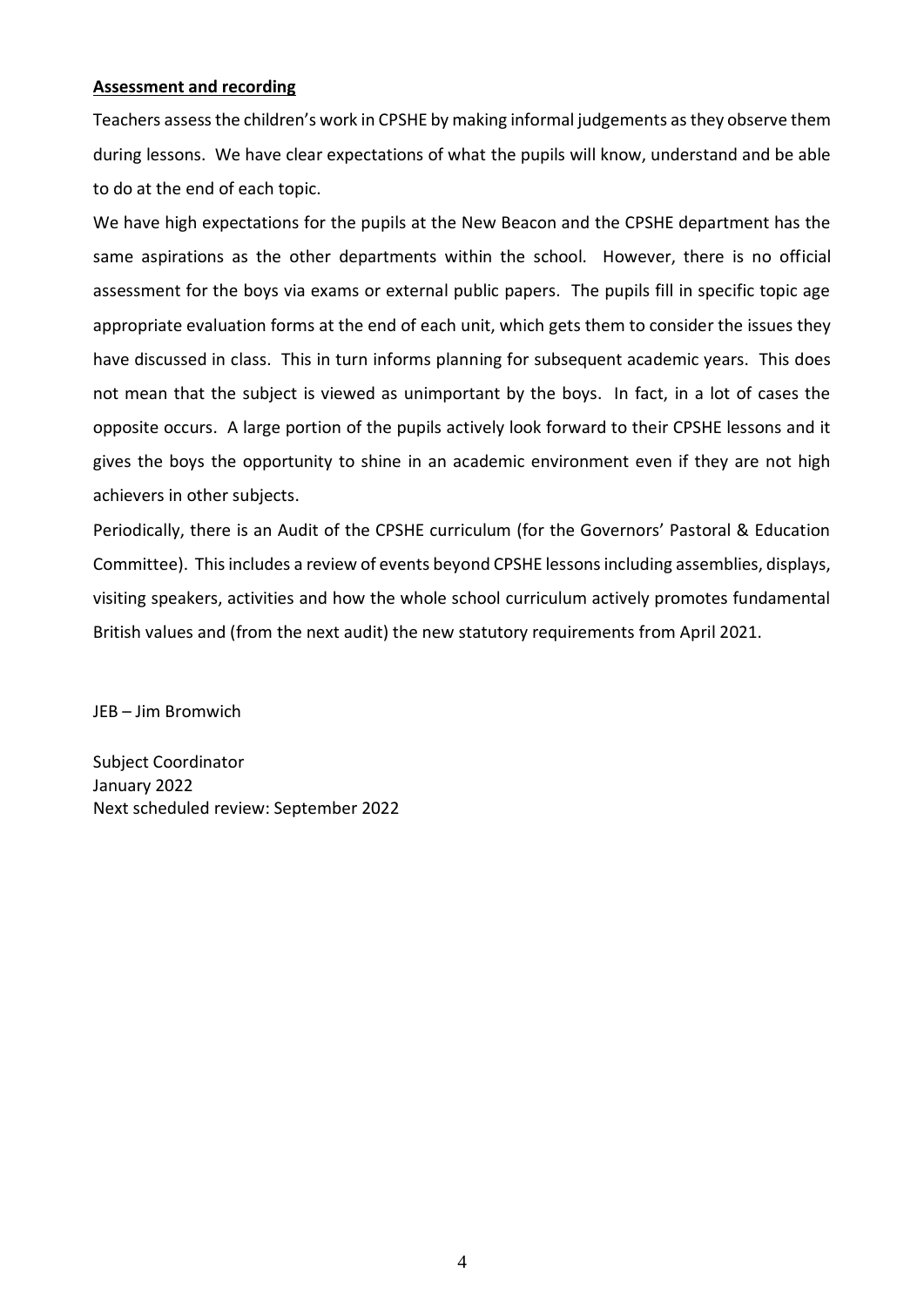**Assessment and recording**

Teachers assess the children's work in CPSHE by making informal judgements as they observe them during lessons. We have clear expectations of what the pupils will know, understand and be able to do at the end of each topic.

We have high expectations for the pupils at the New Beacon and the CPSHE department has the same aspirations as the other departments within the school. However, there is no official assessment for the boys via exams or external public papers. The pupils fill in specific topic age appropriate evaluation forms at the end of each unit, which gets them to consider the issues they have discussed in class. This in turn informs planning for subsequent academic years. This does not mean that the subject is viewed as unimportant by the boys. In fact, in a lot of cases the opposite occurs. A large portion of the pupils actively look forward to their CPSHE lessons and it gives the boys the opportunity to shine in an academic environment even if they are not high achievers in other subjects.

Periodically, there is an Audit of the CPSHE curriculum (for the Governors' Pastoral & Education Committee). This includes a review of events beyond CPSHE lessons including assemblies, displays, visiting speakers, activities and how the whole school curriculum actively promotes fundamental British values and (from the next audit) the new statutory requirements from April 2021.

JEB – Jim Bromwich

Subject Coordinator
January 2022
Next scheduled review: September 2022